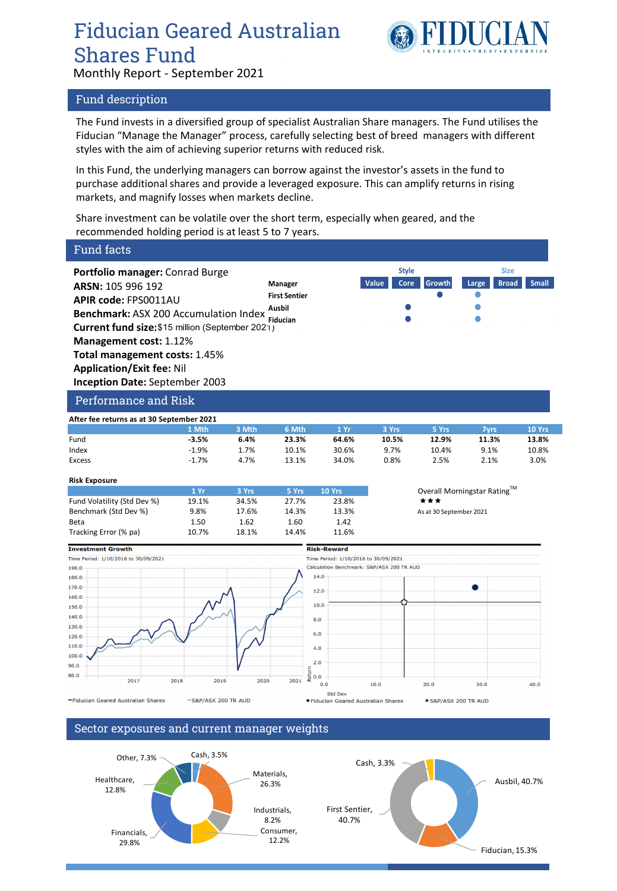# Fiducian Geared Australian Shares Fund

Monthly Report - September 2021

## Fund description

The Fund invests in a diversified group of specialist Australian Share managers. The Fund utilises the Fiducian "Manage the Manager" process, carefully selecting best of breed managers with different styles with the aim of achieving superior returns with reduced risk.

In this Fund, the underlying managers can borrow against the investor's assets in the fund to purchase additional shares and provide a leveraged exposure. This can amplify returns in rising markets, and magnify losses when markets decline.

Share investment can be volatile over the short term, especially when geared, and the recommended holding period is at least 5 to 7 years.

## Fund facts

**Portfolio manager:** Conrad Burge
**ARSN:** 105 996 192
**APIR code:** FPS0011AU
**Benchmark:** ASX 200 Accumulation Index
**Current fund size:** $15 million (September 2021)
**Management cost:** 1.12%
**Total management costs:** 1.45%
**Application/Exit fee:** Nil
**Inception Date:** September 2003

| Manager | Style: Value | Style: Core | Style: Growth | Size: Large | Size: Broad | Size: Small |
|---|---|---|---|---|---|---|
| First Sentier | | | ● | ● | | |
| Ausbil | | ● | | ● | | |
| Fiducian | | ● | | ● | | |

## Performance and Risk

**After fee returns as at 30 September 2021**

| | 1 Mth | 3 Mth | 6 Mth | 1 Yr | 3 Yrs | 5 Yrs | 7yrs | 10 Yrs |
|---|---|---|---|---|---|---|---|---|
| Fund | **-3.5%** | **6.4%** | **23.3%** | **64.6%** | **10.5%** | **12.9%** | **11.3%** | **13.8%** |
| Index | -1.9% | 1.7% | 10.1% | 30.6% | 9.7% | 10.4% | 9.1% | 10.8% |
| Excess | -1.7% | 4.7% | 13.1% | 34.0% | 0.8% | 2.5% | 2.1% | 3.0% |

**Risk Exposure**

| | 1 Yr | 3 Yrs | 5 Yrs | 10 Yrs |
|---|---|---|---|---|
| Fund Volatility (Std Dev %) | 19.1% | 34.5% | 27.7% | 23.8% |
| Benchmark (Std Dev %) | 9.8% | 17.6% | 14.3% | 13.3% |
| Beta | 1.50 | 1.62 | 1.60 | 1.42 |
| Tracking Error (% pa) | 10.7% | 18.1% | 14.4% | 11.6% |

Overall Morningstar Rating™ ★★★
As at 30 September 2021

**Investment Growth**
Time Period: 1/10/2016 to 30/09/2021
—Fiducian Geared Australian Shares —S&P/ASX 200 TR AUD

**Risk-Reward**
Time Period: 1/10/2016 to 30/09/2021
Calculation Benchmark: S&P/ASX 200 TR AUD
● Fiducian Geared Australian Shares ○ S&P/ASX 200 TR AUD

## Sector exposures and current manager weights

**Sector exposures:** Materials, 26.3%; Industrials, 8.2%; Consumer, 12.2%; Financials, 29.8%; Healthcare, 12.8%; Other, 7.3%; Cash, 3.5%

**Manager weights:** Ausbil, 40.7%; Fiducian, 15.3%; First Sentier, 40.7%; Cash, 3.3%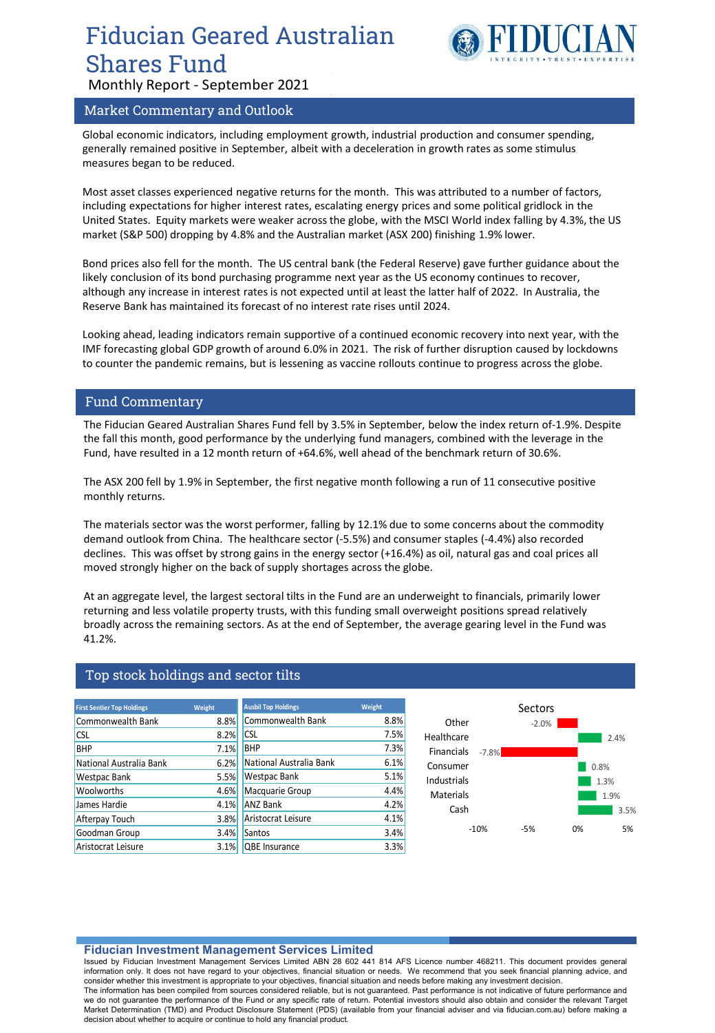# Fiducian Geared Australian Shares Fund

Monthly Report - September 2021

## Market Commentary and Outlook

Global economic indicators, including employment growth, industrial production and consumer spending, generally remained positive in September, albeit with a deceleration in growth rates as some stimulus measures began to be reduced.

Most asset classes experienced negative returns for the month. This was attributed to a number of factors, including expectations for higher interest rates, escalating energy prices and some political gridlock in the United States. Equity markets were weaker across the globe, with the MSCI World index falling by 4.3%, the US market (S&P 500) dropping by 4.8% and the Australian market (ASX 200) finishing 1.9% lower.

Bond prices also fell for the month. The US central bank (the Federal Reserve) gave further guidance about the likely conclusion of its bond purchasing programme next year as the US economy continues to recover, although any increase in interest rates is not expected until at least the latter half of 2022. In Australia, the Reserve Bank has maintained its forecast of no interest rate rises until 2024.

Looking ahead, leading indicators remain supportive of a continued economic recovery into next year, with the IMF forecasting global GDP growth of around 6.0% in 2021. The risk of further disruption caused by lockdowns to counter the pandemic remains, but is lessening as vaccine rollouts continue to progress across the globe.

## Fund Commentary

The Fiducian Geared Australian Shares Fund fell by 3.5% in September, below the index return of-1.9%. Despite the fall this month, good performance by the underlying fund managers, combined with the leverage in the Fund, have resulted in a 12 month return of +64.6%, well ahead of the benchmark return of 30.6%.

The ASX 200 fell by 1.9% in September, the first negative month following a run of 11 consecutive positive monthly returns.

The materials sector was the worst performer, falling by 12.1% due to some concerns about the commodity demand outlook from China. The healthcare sector (-5.5%) and consumer staples (-4.4%) also recorded declines. This was offset by strong gains in the energy sector (+16.4%) as oil, natural gas and coal prices all moved strongly higher on the back of supply shortages across the globe.

At an aggregate level, the largest sectoral tilts in the Fund are an underweight to financials, primarily lower returning and less volatile property trusts, with this funding small overweight positions spread relatively broadly across the remaining sectors. As at the end of September, the average gearing level in the Fund was 41.2%.

## Top stock holdings and sector tilts

| First Sentier Top Holdings | Weight |
|---|---|
| Commonwealth Bank | 8.8% |
| CSL | 8.2% |
| BHP | 7.1% |
| National Australia Bank | 6.2% |
| Westpac Bank | 5.5% |
| Woolworths | 4.6% |
| James Hardie | 4.1% |
| Afterpay Touch | 3.8% |
| Goodman Group | 3.4% |
| Aristocrat Leisure | 3.1% |

| Ausbil Top Holdings | Weight |
|---|---|
| Commonwealth Bank | 8.8% |
| CSL | 7.5% |
| BHP | 7.3% |
| National Australia Bank | 6.1% |
| Westpac Bank | 5.1% |
| Macquarie Group | 4.4% |
| ANZ Bank | 4.2% |
| Aristocrat Leisure | 4.1% |
| Santos | 3.4% |
| QBE Insurance | 3.3% |

Sectors

Other -2.0%
Healthcare 2.4%
Financials -7.8%
Consumer 0.8%
Industrials 1.3%
Materials 1.9%
Cash 3.5%

-10% -5% 0% 5%

**Fiducian Investment Management Services Limited**

Issued by Fiducian Investment Management Services Limited ABN 28 602 441 814 AFS Licence number 468211. This document provides general information only. It does not have regard to your objectives, financial situation or needs. We recommend that you seek financial planning advice, and consider whether this investment is appropriate to your objectives, financial situation and needs before making any investment decision.
The information has been compiled from sources considered reliable, but is not guaranteed. Past performance is not indicative of future performance and we do not guarantee the performance of the Fund or any specific rate of return. Potential investors should also obtain and consider the relevant Target Market Determination (TMD) and Product Disclosure Statement (PDS) (available from your financial adviser and via fiducian.com.au) before making a decision about whether to acquire or continue to hold any financial product.